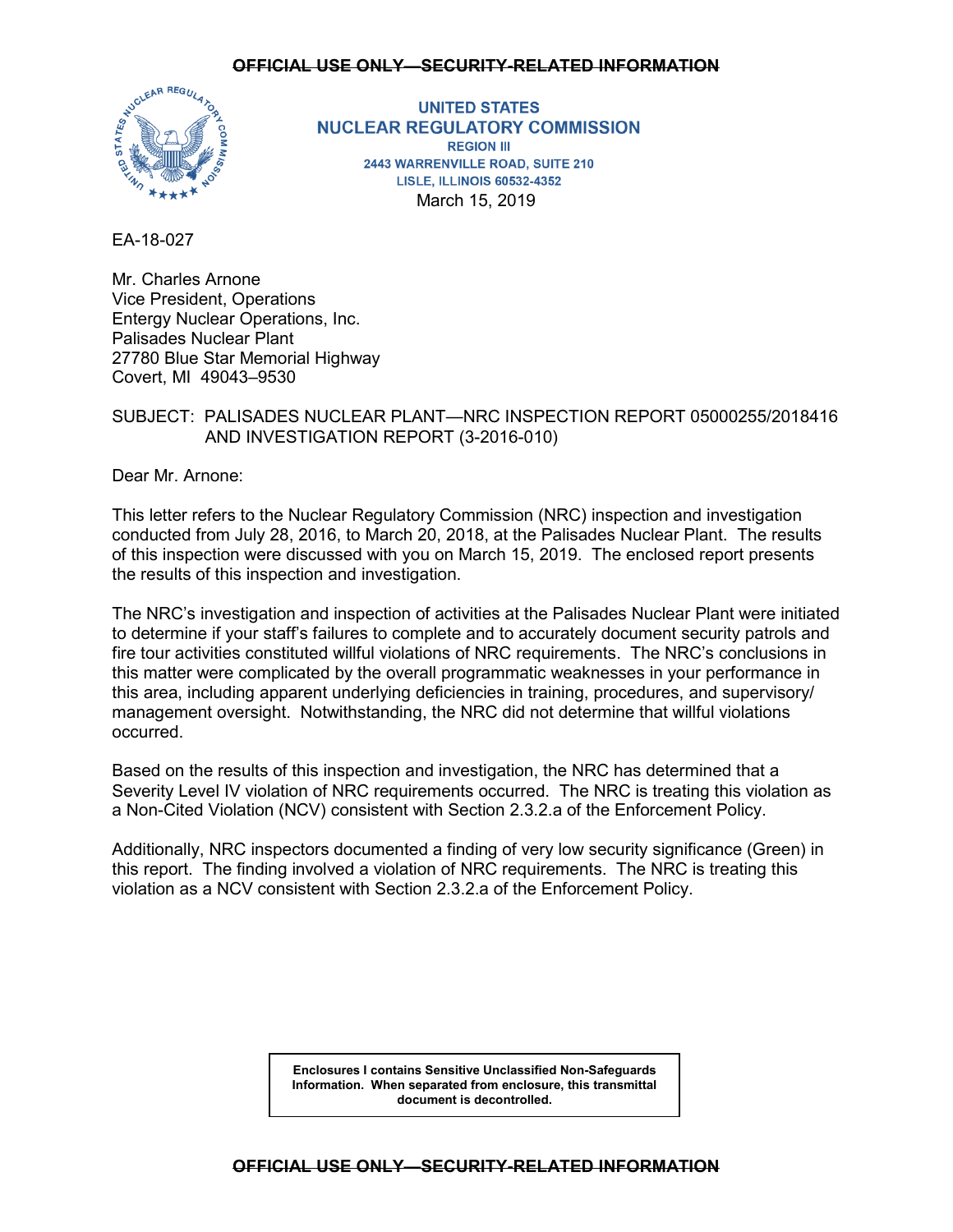~~OFFICIAL USE ONLY—SECURITY-RELATED INFORMATION~~

**UNITED STATES**
**NUCLEAR REGULATORY COMMISSION**
**REGION III**
**2443 WARRENVILLE ROAD, SUITE 210**
**LISLE, ILLINOIS 60532-4352**

March 15, 2019

EA-18-027

Mr. Charles Arnone
Vice President, Operations
Entergy Nuclear Operations, Inc.
Palisades Nuclear Plant
27780 Blue Star Memorial Highway
Covert, MI 49043–9530

SUBJECT: PALISADES NUCLEAR PLANT—NRC INSPECTION REPORT 05000255/2018416 AND INVESTIGATION REPORT (3-2016-010)

Dear Mr. Arnone:

This letter refers to the Nuclear Regulatory Commission (NRC) inspection and investigation conducted from July 28, 2016, to March 20, 2018, at the Palisades Nuclear Plant. The results of this inspection were discussed with you on March 15, 2019. The enclosed report presents the results of this inspection and investigation.

The NRC's investigation and inspection of activities at the Palisades Nuclear Plant were initiated to determine if your staff's failures to complete and to accurately document security patrols and fire tour activities constituted willful violations of NRC requirements. The NRC's conclusions in this matter were complicated by the overall programmatic weaknesses in your performance in this area, including apparent underlying deficiencies in training, procedures, and supervisory/management oversight. Notwithstanding, the NRC did not determine that willful violations occurred.

Based on the results of this inspection and investigation, the NRC has determined that a Severity Level IV violation of NRC requirements occurred. The NRC is treating this violation as a Non-Cited Violation (NCV) consistent with Section 2.3.2.a of the Enforcement Policy.

Additionally, NRC inspectors documented a finding of very low security significance (Green) in this report. The finding involved a violation of NRC requirements. The NRC is treating this violation as a NCV consistent with Section 2.3.2.a of the Enforcement Policy.

**Enclosures I contains Sensitive Unclassified Non-Safeguards Information. When separated from enclosure, this transmittal document is decontrolled.**

~~OFFICIAL USE ONLY—SECURITY-RELATED INFORMATION~~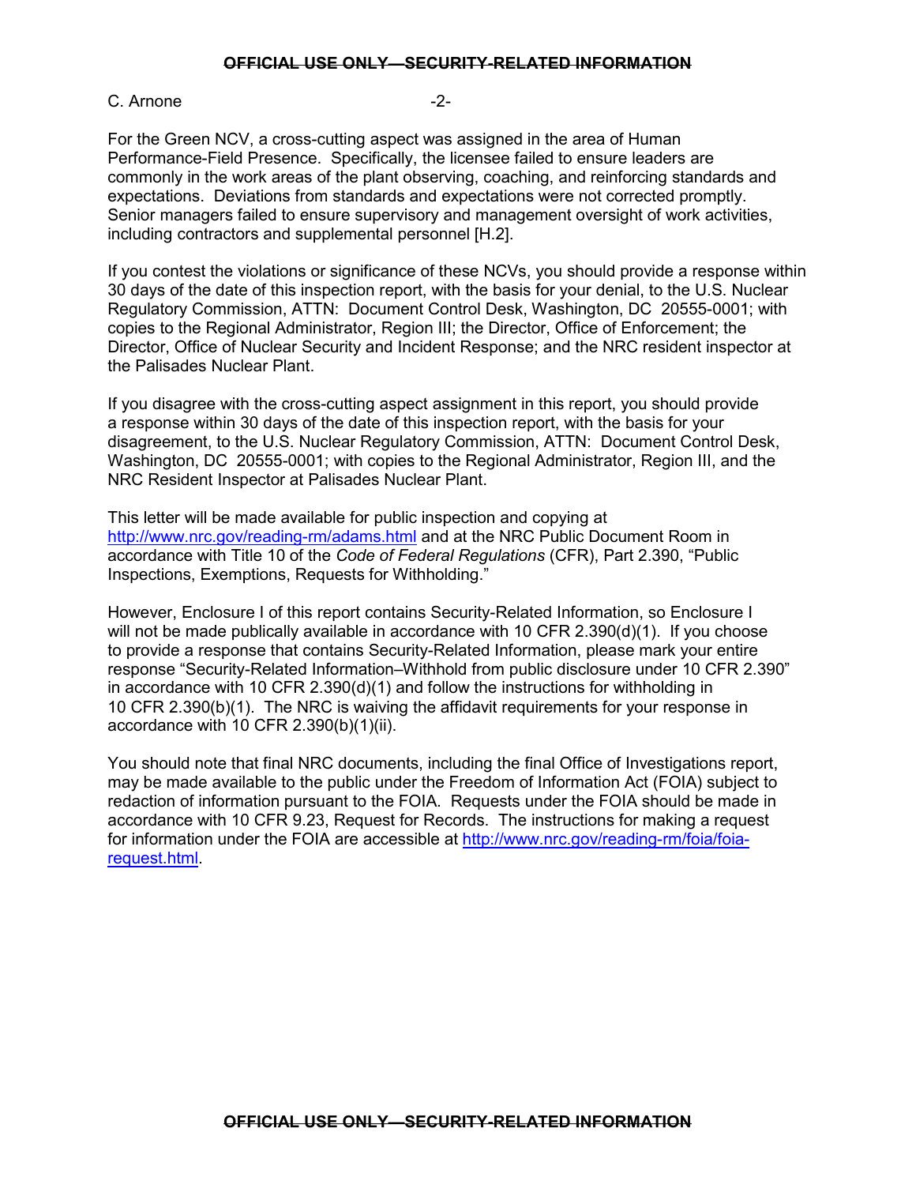For the Green NCV, a cross-cutting aspect was assigned in the area of Human Performance-Field Presence. Specifically, the licensee failed to ensure leaders are commonly in the work areas of the plant observing, coaching, and reinforcing standards and expectations. Deviations from standards and expectations were not corrected promptly. Senior managers failed to ensure supervisory and management oversight of work activities, including contractors and supplemental personnel [H.2].

If you contest the violations or significance of these NCVs, you should provide a response within 30 days of the date of this inspection report, with the basis for your denial, to the U.S. Nuclear Regulatory Commission, ATTN: Document Control Desk, Washington, DC 20555-0001; with copies to the Regional Administrator, Region III; the Director, Office of Enforcement; the Director, Office of Nuclear Security and Incident Response; and the NRC resident inspector at the Palisades Nuclear Plant.

If you disagree with the cross-cutting aspect assignment in this report, you should provide a response within 30 days of the date of this inspection report, with the basis for your disagreement, to the U.S. Nuclear Regulatory Commission, ATTN: Document Control Desk, Washington, DC 20555-0001; with copies to the Regional Administrator, Region III, and the NRC Resident Inspector at Palisades Nuclear Plant.

This letter will be made available for public inspection and copying at http://www.nrc.gov/reading-rm/adams.html and at the NRC Public Document Room in accordance with Title 10 of the *Code of Federal Regulations* (CFR), Part 2.390, "Public Inspections, Exemptions, Requests for Withholding."

However, Enclosure I of this report contains Security-Related Information, so Enclosure I will not be made publically available in accordance with 10 CFR 2.390(d)(1). If you choose to provide a response that contains Security-Related Information, please mark your entire response "Security-Related Information–Withhold from public disclosure under 10 CFR 2.390" in accordance with 10 CFR 2.390(d)(1) and follow the instructions for withholding in 10 CFR 2.390(b)(1). The NRC is waiving the affidavit requirements for your response in accordance with 10 CFR 2.390(b)(1)(ii).

You should note that final NRC documents, including the final Office of Investigations report, may be made available to the public under the Freedom of Information Act (FOIA) subject to redaction of information pursuant to the FOIA. Requests under the FOIA should be made in accordance with 10 CFR 9.23, Request for Records. The instructions for making a request for information under the FOIA are accessible at http://www.nrc.gov/reading-rm/foia/foia-request.html.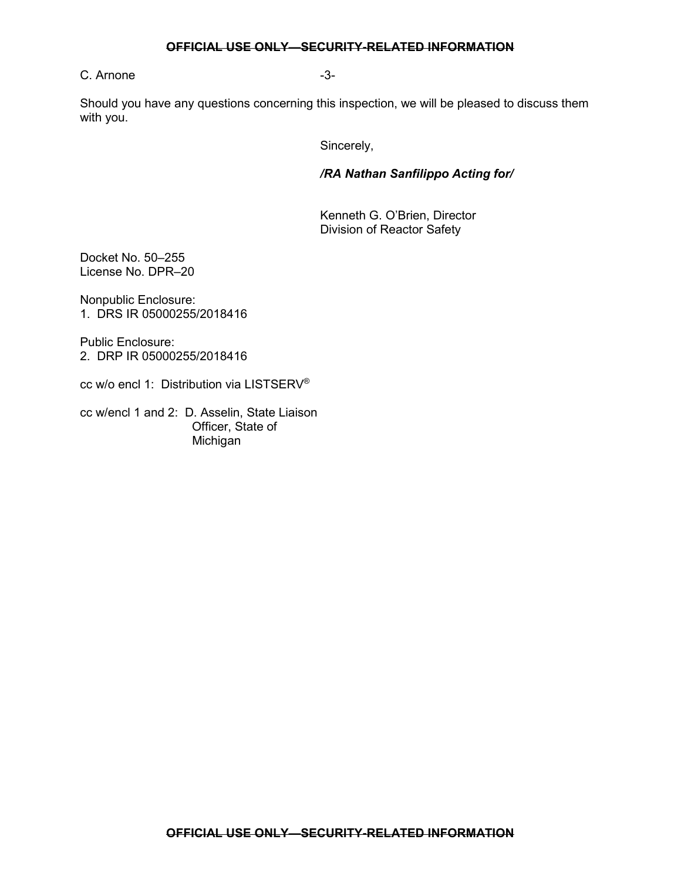Should you have any questions concerning this inspection, we will be pleased to discuss them with you.

Sincerely,

***/RA Nathan Sanfilippo Acting for/***

Kenneth G. O'Brien, Director
Division of Reactor Safety

Docket No. 50–255
License No. DPR–20

Nonpublic Enclosure:
1. DRS IR 05000255/2018416

Public Enclosure:
2. DRP IR 05000255/2018416

cc w/o encl 1: Distribution via LISTSERV®

cc w/encl 1 and 2: D. Asselin, State Liaison Officer, State of Michigan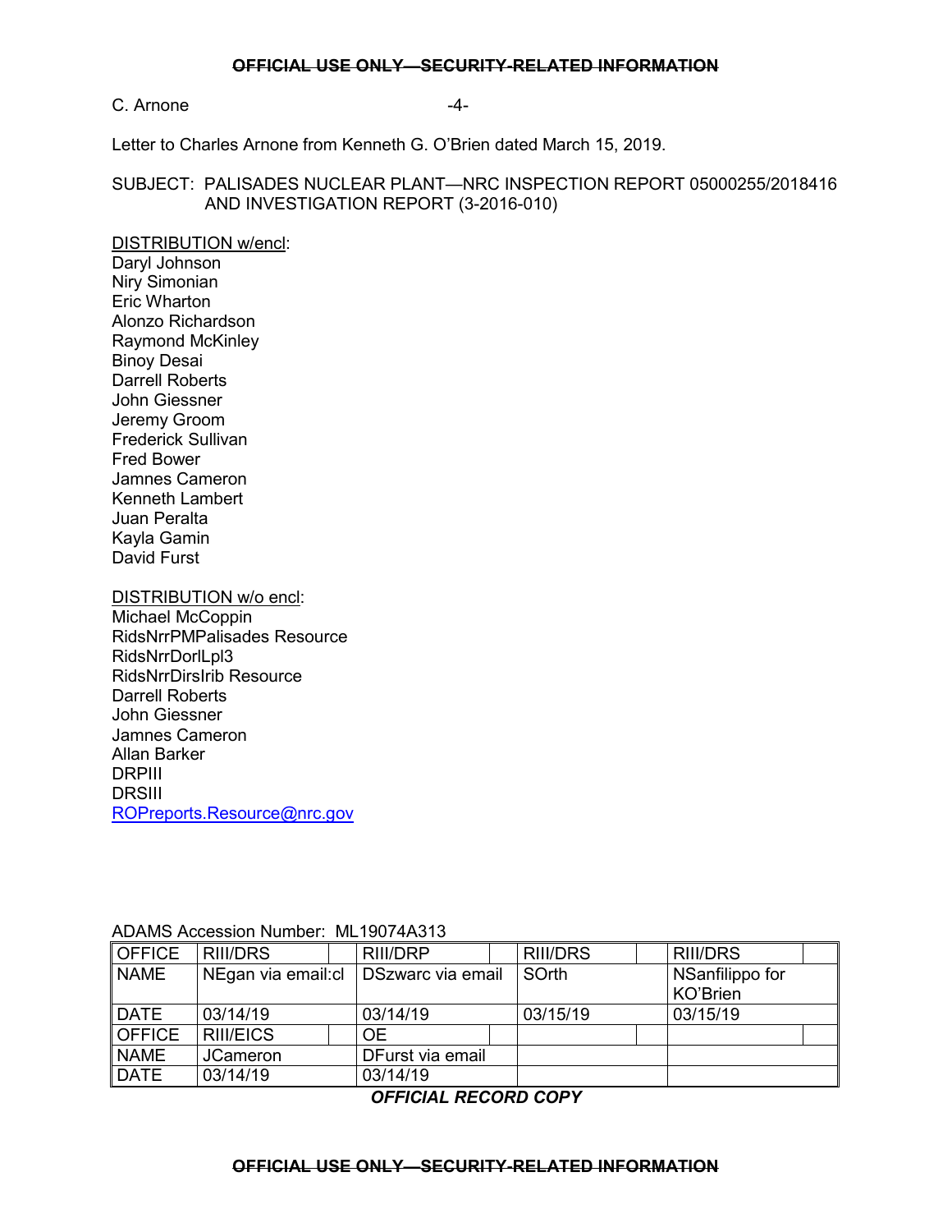Letter to Charles Arnone from Kenneth G. O'Brien dated March 15, 2019.

SUBJECT: PALISADES NUCLEAR PLANT—NRC INSPECTION REPORT 05000255/2018416 AND INVESTIGATION REPORT (3-2016-010)

DISTRIBUTION w/encl:
Daryl Johnson
Niry Simonian
Eric Wharton
Alonzo Richardson
Raymond McKinley
Binoy Desai
Darrell Roberts
John Giessner
Jeremy Groom
Frederick Sullivan
Fred Bower
Jamnes Cameron
Kenneth Lambert
Juan Peralta
Kayla Gamin
David Furst

DISTRIBUTION w/o encl:
Michael McCoppin
RidsNrrPMPalisades Resource
RidsNrrDorlLpl3
RidsNrrDirsIrib Resource
Darrell Roberts
John Giessner
Jamnes Cameron
Allan Barker
DRPIII
DRSIII
ROPreports.Resource@nrc.gov

ADAMS Accession Number: ML19074A313

| OFFICE | RIII/DRS | RIII/DRP | RIII/DRS | RIII/DRS |
|---|---|---|---|---|
| NAME | NEgan via email:cl | DSzwarc via email | SOrth | NSanfilippo for KO'Brien |
| DATE | 03/14/19 | 03/14/19 | 03/15/19 | 03/15/19 |
| OFFICE | RIII/EICS | OE | | |
| NAME | JCameron | DFurst via email | | |
| DATE | 03/14/19 | 03/14/19 | | |

***OFFICIAL RECORD COPY***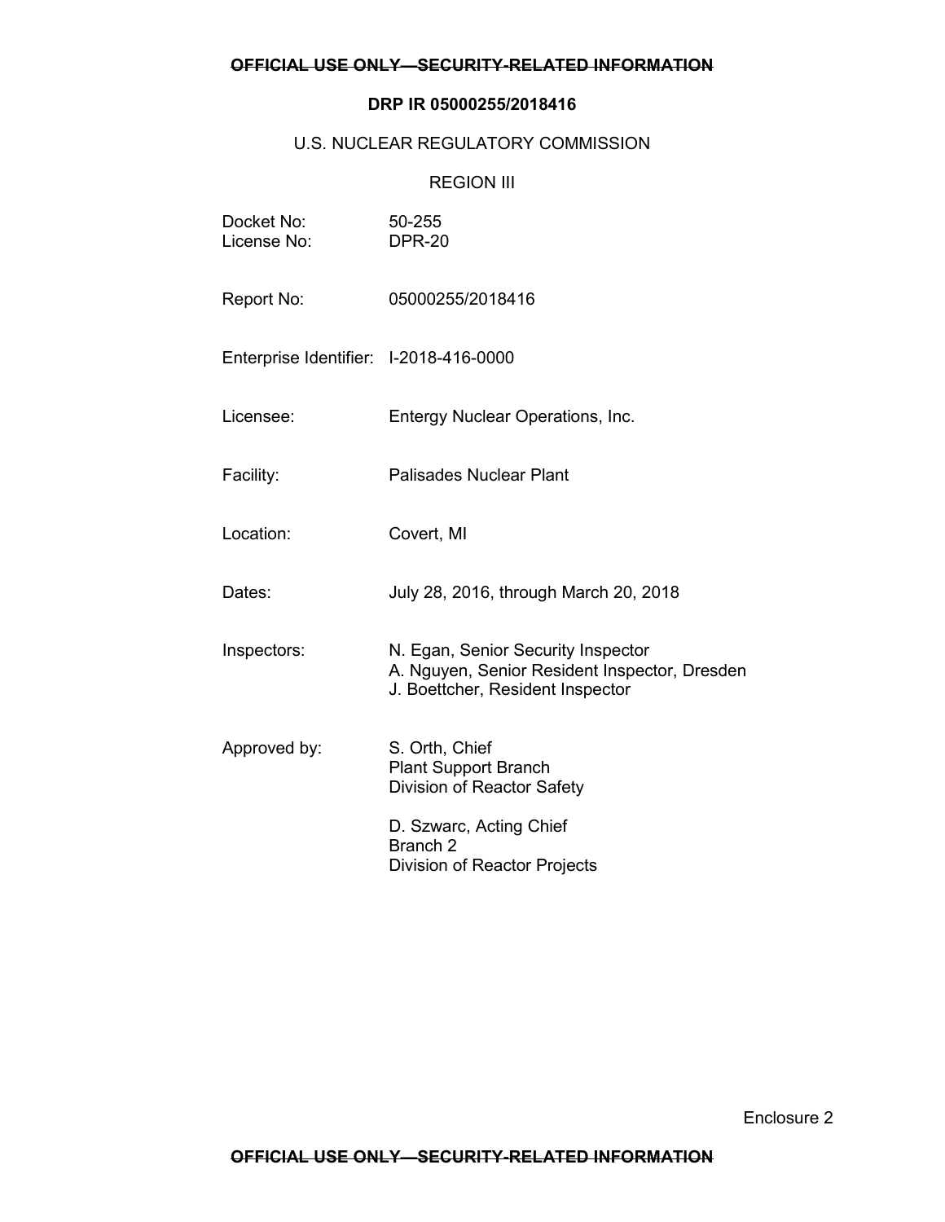~~OFFICIAL USE ONLY—SECURITY-RELATED INFORMATION~~

**DRP IR 05000255/2018416**

U.S. NUCLEAR REGULATORY COMMISSION

REGION III

| | |
|---|---|
| Docket No: | 50-255 |
| License No: | DPR-20 |
| Report No: | 05000255/2018416 |
| Enterprise Identifier: | I-2018-416-0000 |
| Licensee: | Entergy Nuclear Operations, Inc. |
| Facility: | Palisades Nuclear Plant |
| Location: | Covert, MI |
| Dates: | July 28, 2016, through March 20, 2018 |
| Inspectors: | N. Egan, Senior Security Inspector<br>A. Nguyen, Senior Resident Inspector, Dresden<br>J. Boettcher, Resident Inspector |
| Approved by: | S. Orth, Chief<br>Plant Support Branch<br>Division of Reactor Safety<br><br>D. Szwarc, Acting Chief<br>Branch 2<br>Division of Reactor Projects |

Enclosure 2

~~OFFICIAL USE ONLY—SECURITY-RELATED INFORMATION~~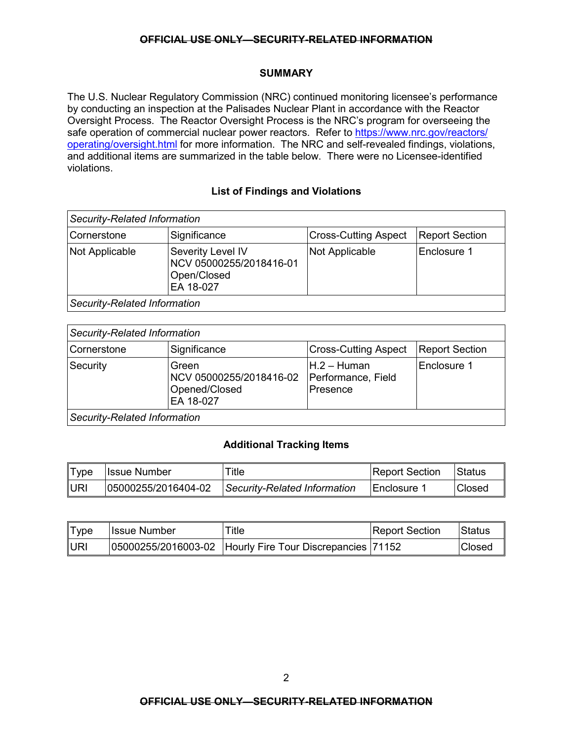## SUMMARY

The U.S. Nuclear Regulatory Commission (NRC) continued monitoring licensee's performance by conducting an inspection at the Palisades Nuclear Plant in accordance with the Reactor Oversight Process. The Reactor Oversight Process is the NRC's program for overseeing the safe operation of commercial nuclear power reactors. Refer to [https://www.nrc.gov/reactors/operating/oversight.html](https://www.nrc.gov/reactors/operating/oversight.html) for more information. The NRC and self-revealed findings, violations, and additional items are summarized in the table below. There were no Licensee-identified violations.

### List of Findings and Violations

| *Security-Related Information* | | | |
|---|---|---|---|
| Cornerstone | Significance | Cross-Cutting Aspect | Report Section |
| Not Applicable | Severity Level IV<br>NCV 05000255/2018416-01<br>Open/Closed<br>EA 18-027 | Not Applicable | Enclosure 1 |
| *Security-Related Information* | | | |

| *Security-Related Information* | | | |
|---|---|---|---|
| Cornerstone | Significance | Cross-Cutting Aspect | Report Section |
| Security | Green<br>NCV 05000255/2018416-02<br>Opened/Closed<br>EA 18-027 | H.2 – Human Performance, Field Presence | Enclosure 1 |
| *Security-Related Information* | | | |

### Additional Tracking Items

| Type | Issue Number | Title | Report Section | Status |
|---|---|---|---|---|
| URI | 05000255/2016404-02 | *Security-Related Information* | Enclosure 1 | Closed |

| Type | Issue Number | Title | Report Section | Status |
|---|---|---|---|---|
| URI | 05000255/2016003-02 | Hourly Fire Tour Discrepancies | 71152 | Closed |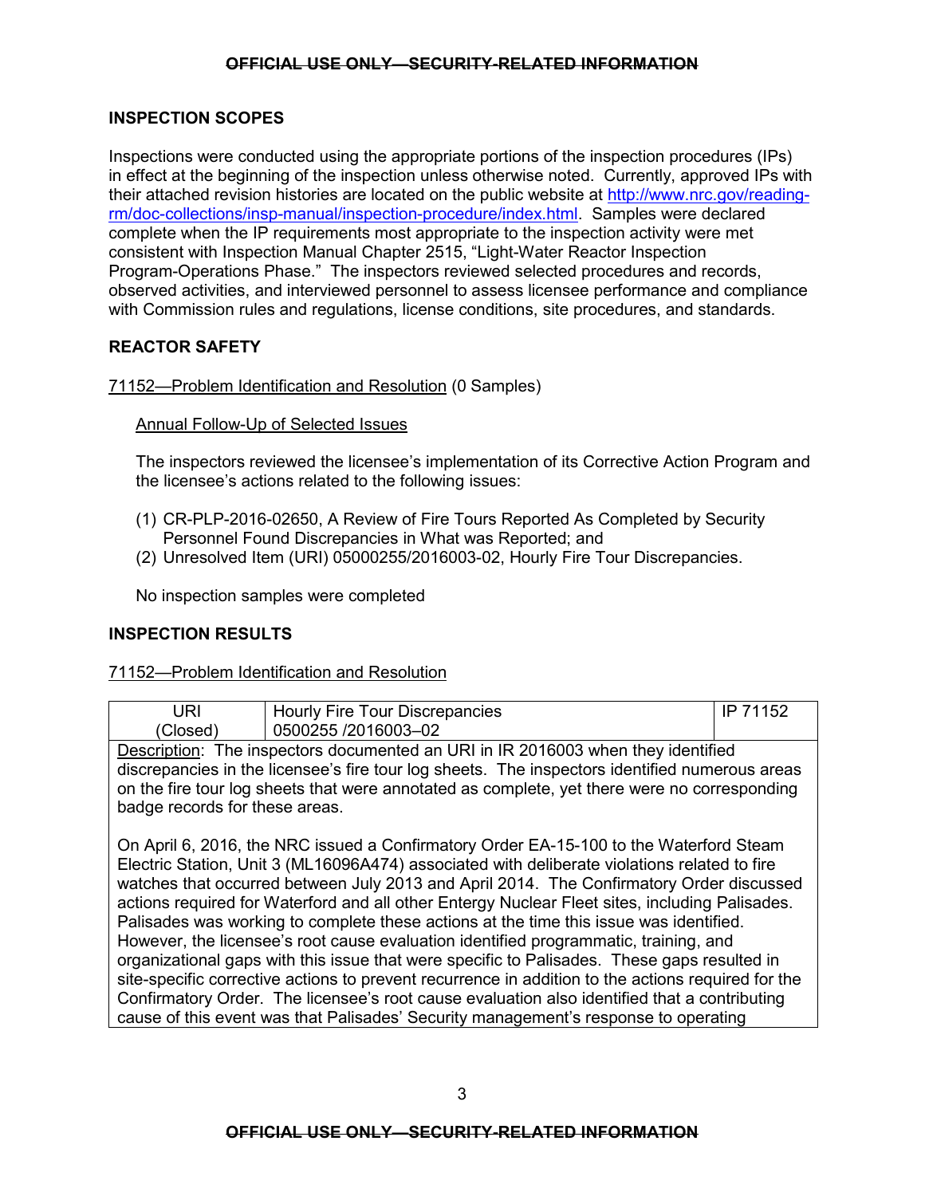## INSPECTION SCOPES

Inspections were conducted using the appropriate portions of the inspection procedures (IPs) in effect at the beginning of the inspection unless otherwise noted. Currently, approved IPs with their attached revision histories are located on the public website at http://www.nrc.gov/reading-rm/doc-collections/insp-manual/inspection-procedure/index.html. Samples were declared complete when the IP requirements most appropriate to the inspection activity were met consistent with Inspection Manual Chapter 2515, "Light-Water Reactor Inspection Program-Operations Phase." The inspectors reviewed selected procedures and records, observed activities, and interviewed personnel to assess licensee performance and compliance with Commission rules and regulations, license conditions, site procedures, and standards.

## REACTOR SAFETY

71152—Problem Identification and Resolution (0 Samples)

Annual Follow-Up of Selected Issues

The inspectors reviewed the licensee's implementation of its Corrective Action Program and the licensee's actions related to the following issues:

(1) CR-PLP-2016-02650, A Review of Fire Tours Reported As Completed by Security Personnel Found Discrepancies in What was Reported; and
(2) Unresolved Item (URI) 05000255/2016003-02, Hourly Fire Tour Discrepancies.

No inspection samples were completed

## INSPECTION RESULTS

71152—Problem Identification and Resolution

| URI (Closed) | Hourly Fire Tour Discrepancies 0500255 /2016003–02 | IP 71152 |
|---|---|---|

Description: The inspectors documented an URI in IR 2016003 when they identified discrepancies in the licensee's fire tour log sheets. The inspectors identified numerous areas on the fire tour log sheets that were annotated as complete, yet there were no corresponding badge records for these areas.

On April 6, 2016, the NRC issued a Confirmatory Order EA-15-100 to the Waterford Steam Electric Station, Unit 3 (ML16096A474) associated with deliberate violations related to fire watches that occurred between July 2013 and April 2014. The Confirmatory Order discussed actions required for Waterford and all other Entergy Nuclear Fleet sites, including Palisades. Palisades was working to complete these actions at the time this issue was identified. However, the licensee's root cause evaluation identified programmatic, training, and organizational gaps with this issue that were specific to Palisades. These gaps resulted in site-specific corrective actions to prevent recurrence in addition to the actions required for the Confirmatory Order. The licensee's root cause evaluation also identified that a contributing cause of this event was that Palisades' Security management's response to operating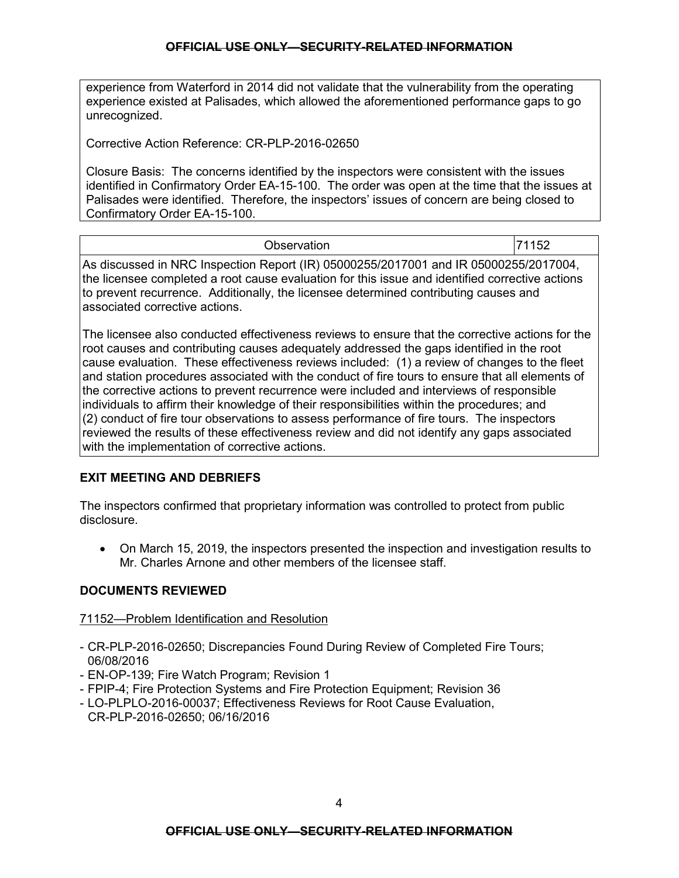experience from Waterford in 2014 did not validate that the vulnerability from the operating experience existed at Palisades, which allowed the aforementioned performance gaps to go unrecognized.

Corrective Action Reference: CR-PLP-2016-02650

Closure Basis: The concerns identified by the inspectors were consistent with the issues identified in Confirmatory Order EA-15-100. The order was open at the time that the issues at Palisades were identified. Therefore, the inspectors' issues of concern are being closed to Confirmatory Order EA-15-100.

| Observation | 71152 |
|---|---|

As discussed in NRC Inspection Report (IR) 05000255/2017001 and IR 05000255/2017004, the licensee completed a root cause evaluation for this issue and identified corrective actions to prevent recurrence. Additionally, the licensee determined contributing causes and associated corrective actions.

The licensee also conducted effectiveness reviews to ensure that the corrective actions for the root causes and contributing causes adequately addressed the gaps identified in the root cause evaluation. These effectiveness reviews included: (1) a review of changes to the fleet and station procedures associated with the conduct of fire tours to ensure that all elements of the corrective actions to prevent recurrence were included and interviews of responsible individuals to affirm their knowledge of their responsibilities within the procedures; and (2) conduct of fire tour observations to assess performance of fire tours. The inspectors reviewed the results of these effectiveness review and did not identify any gaps associated with the implementation of corrective actions.

## EXIT MEETING AND DEBRIEFS

The inspectors confirmed that proprietary information was controlled to protect from public disclosure.

- On March 15, 2019, the inspectors presented the inspection and investigation results to Mr. Charles Arnone and other members of the licensee staff.

## DOCUMENTS REVIEWED

71152—Problem Identification and Resolution

- CR-PLP-2016-02650; Discrepancies Found During Review of Completed Fire Tours; 06/08/2016
- EN-OP-139; Fire Watch Program; Revision 1
- FPIP-4; Fire Protection Systems and Fire Protection Equipment; Revision 36
- LO-PLPLO-2016-00037; Effectiveness Reviews for Root Cause Evaluation, CR-PLP-2016-02650; 06/16/2016